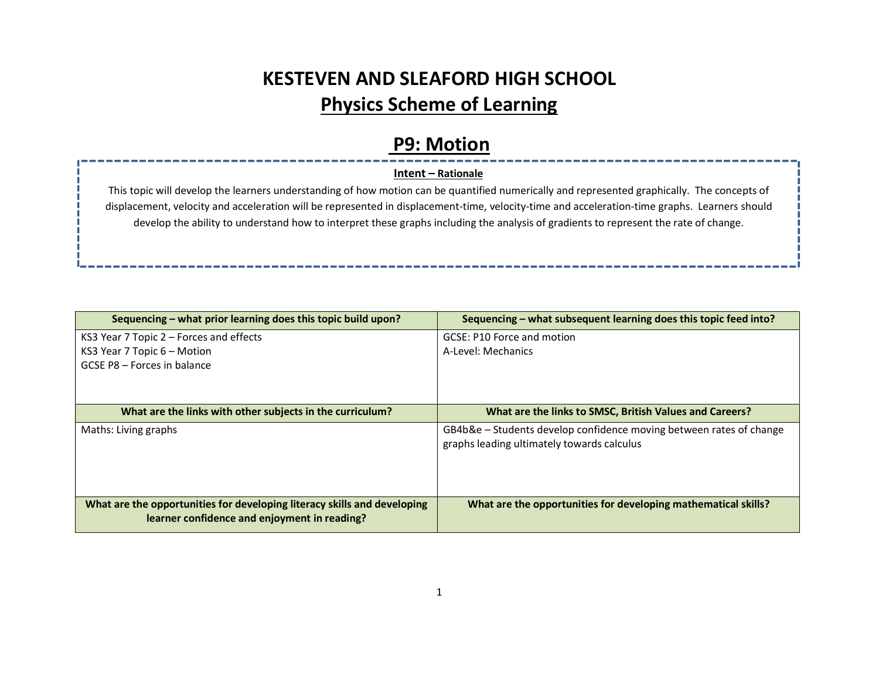# KESTEVEN AND SLEAFORD HIGH SCHOOL

## Physics Scheme of Learning

## P9: Motion

**Intent – Rationale**

This topic will develop the learners understanding of how motion can be quantified numerically and represented graphically. The concepts of displacement, velocity and acceleration will be represented in displacement-time, velocity-time and acceleration-time graphs. Learners should develop the ability to understand how to interpret these graphs including the analysis of gradients to represent the rate of change.

| Sequencing – what prior learning does this topic build upon? | Sequencing – what subsequent learning does this topic feed into? |
|---|---|
| KS3 Year 7 Topic 2 – Forces and effects<br>KS3 Year 7 Topic 6 – Motion<br>GCSE P8 – Forces in balance | GCSE: P10 Force and motion<br>A-Level: Mechanics |
| **What are the links with other subjects in the curriculum?** | **What are the links to SMSC, British Values and Careers?** |
| Maths: Living graphs | GB4b&e – Students develop confidence moving between rates of change graphs leading ultimately towards calculus |
| **What are the opportunities for developing literacy skills and developing learner confidence and enjoyment in reading?** | **What are the opportunities for developing mathematical skills?** |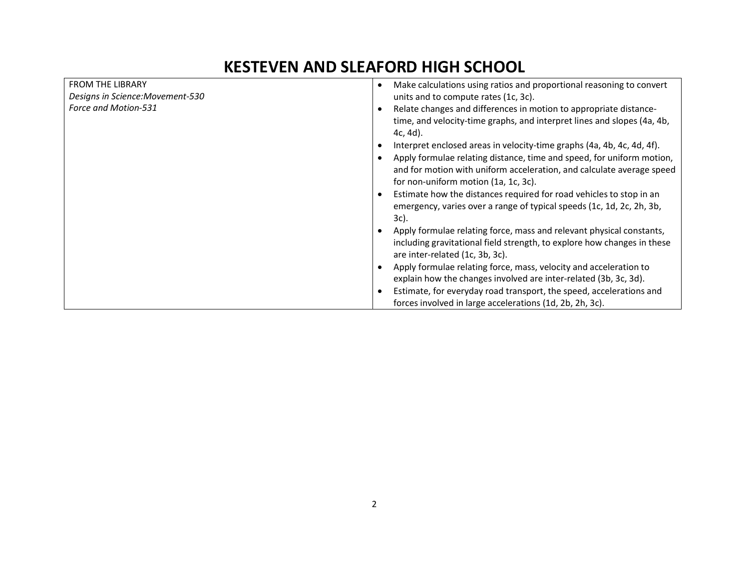# KESTEVEN AND SLEAFORD HIGH SCHOOL

| FROM THE LIBRARY<br>*Designs in Science:Movement-530*<br>*Force and Motion-531* | • Make calculations using ratios and proportional reasoning to convert units and to compute rates (1c, 3c).<br>• Relate changes and differences in motion to appropriate distance-time, and velocity-time graphs, and interpret lines and slopes (4a, 4b, 4c, 4d).<br>• Interpret enclosed areas in velocity-time graphs (4a, 4b, 4c, 4d, 4f).<br>• Apply formulae relating distance, time and speed, for uniform motion, and for motion with uniform acceleration, and calculate average speed for non-uniform motion (1a, 1c, 3c).<br>• Estimate how the distances required for road vehicles to stop in an emergency, varies over a range of typical speeds (1c, 1d, 2c, 2h, 3b, 3c).<br>• Apply formulae relating force, mass and relevant physical constants, including gravitational field strength, to explore how changes in these are inter-related (1c, 3b, 3c).<br>• Apply formulae relating force, mass, velocity and acceleration to explain how the changes involved are inter-related (3b, 3c, 3d).<br>• Estimate, for everyday road transport, the speed, accelerations and forces involved in large accelerations (1d, 2b, 2h, 3c). |
|---|---|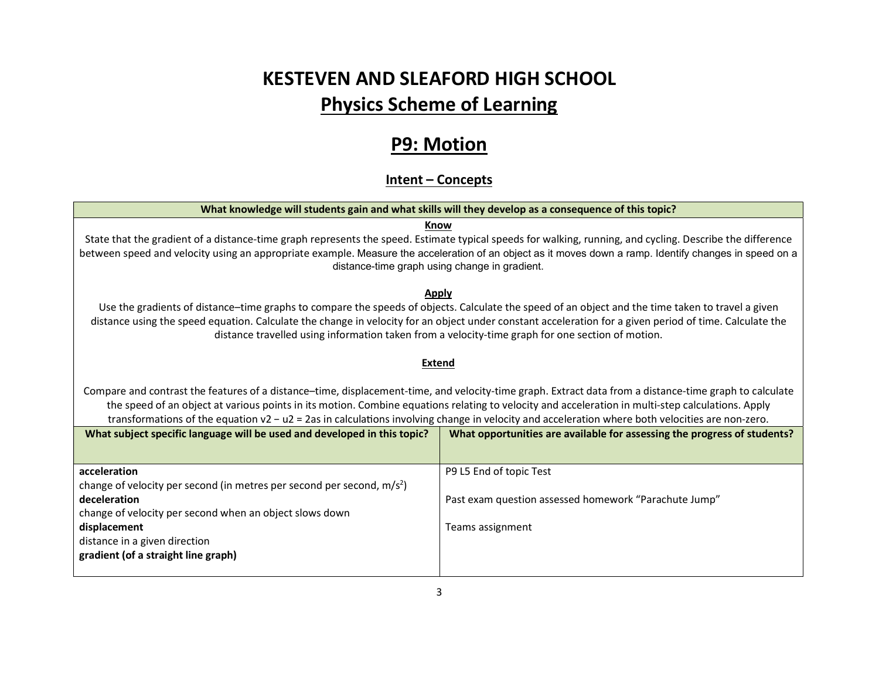# KESTEVEN AND SLEAFORD HIGH SCHOOL

## Physics Scheme of Learning

## P9: Motion

### Intent – Concepts

| What knowledge will students gain and what skills will they develop as a consequence of this topic? |
|---|
| **Know**<br>State that the gradient of a distance-time graph represents the speed. Estimate typical speeds for walking, running, and cycling. Describe the difference between speed and velocity using an appropriate example. Measure the acceleration of an object as it moves down a ramp. Identify changes in speed on a distance-time graph using change in gradient.<br><br>**Apply**<br>Use the gradients of distance–time graphs to compare the speeds of objects. Calculate the speed of an object and the time taken to travel a given distance using the speed equation. Calculate the change in velocity for an object under constant acceleration for a given period of time. Calculate the distance travelled using information taken from a velocity-time graph for one section of motion.<br><br>**Extend**<br>Compare and contrast the features of a distance–time, displacement-time, and velocity-time graph. Extract data from a distance-time graph to calculate the speed of an object at various points in its motion. Combine equations relating to velocity and acceleration in multi-step calculations. Apply transformations of the equation $v^2 - u^2 = 2as$ in calculations involving change in velocity and acceleration where both velocities are non-zero. |

| What subject specific language will be used and developed in this topic? | What opportunities are available for assessing the progress of students? |
|---|---|
| **acceleration**<br>change of velocity per second (in metres per second per second, $m/s^2$)<br>**deceleration**<br>change of velocity per second when an object slows down<br>**displacement**<br>distance in a given direction<br>**gradient (of a straight line graph)** | P9 L5 End of topic Test<br><br>Past exam question assessed homework "Parachute Jump"<br><br>Teams assignment |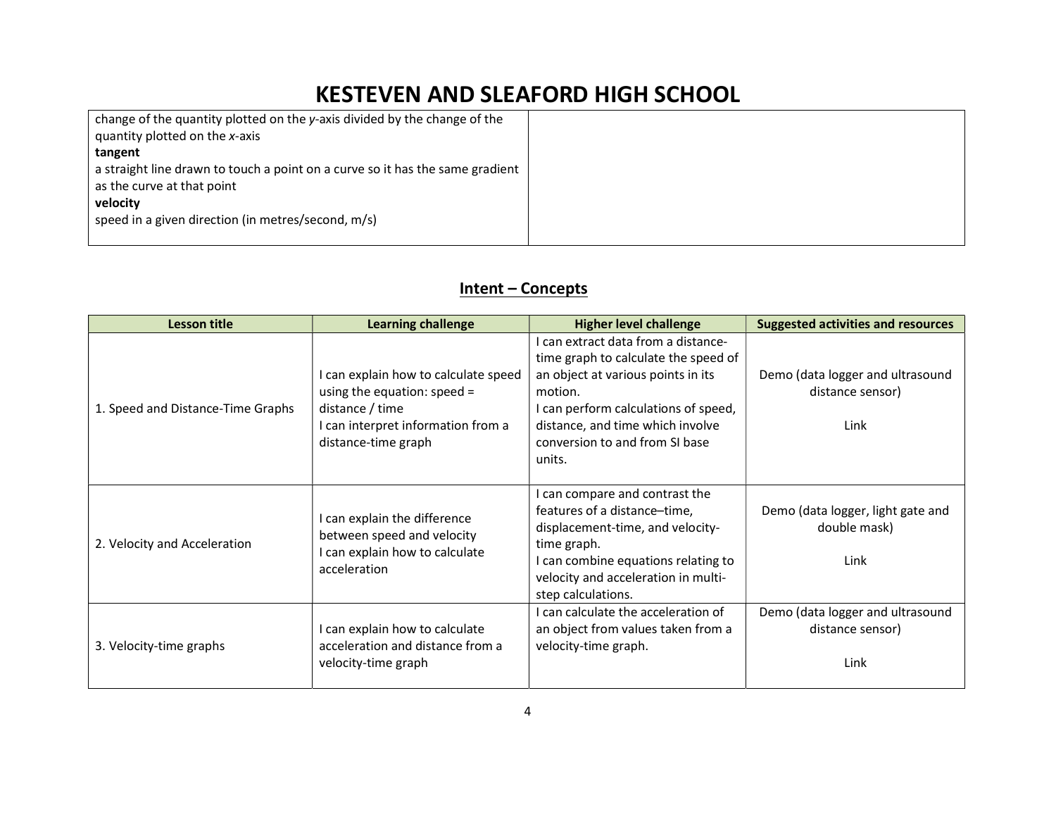# KESTEVEN AND SLEAFORD HIGH SCHOOL

| | |
|---|---|
| change of the quantity plotted on the *y*-axis divided by the change of the quantity plotted on the *x*-axis<br>**tangent**<br>a straight line drawn to touch a point on a curve so it has the same gradient as the curve at that point<br>**velocity**<br>speed in a given direction (in metres/second, m/s) | |

## Intent – Concepts

| Lesson title | Learning challenge | Higher level challenge | Suggested activities and resources |
|---|---|---|---|
| 1. Speed and Distance-Time Graphs | I can explain how to calculate speed using the equation: speed = distance / time<br>I can interpret information from a distance-time graph | I can extract data from a distance-time graph to calculate the speed of an object at various points in its motion.<br>I can perform calculations of speed, distance, and time which involve conversion to and from SI base units. | Demo (data logger and ultrasound distance sensor)<br><br>Link |
| 2. Velocity and Acceleration | I can explain the difference between speed and velocity<br>I can explain how to calculate acceleration | I can compare and contrast the features of a distance–time, displacement-time, and velocity-time graph.<br>I can combine equations relating to velocity and acceleration in multi-step calculations. | Demo (data logger, light gate and double mask)<br><br>Link |
| 3. Velocity-time graphs | I can explain how to calculate acceleration and distance from a velocity-time graph | I can calculate the acceleration of an object from values taken from a velocity-time graph. | Demo (data logger and ultrasound distance sensor)<br><br>Link |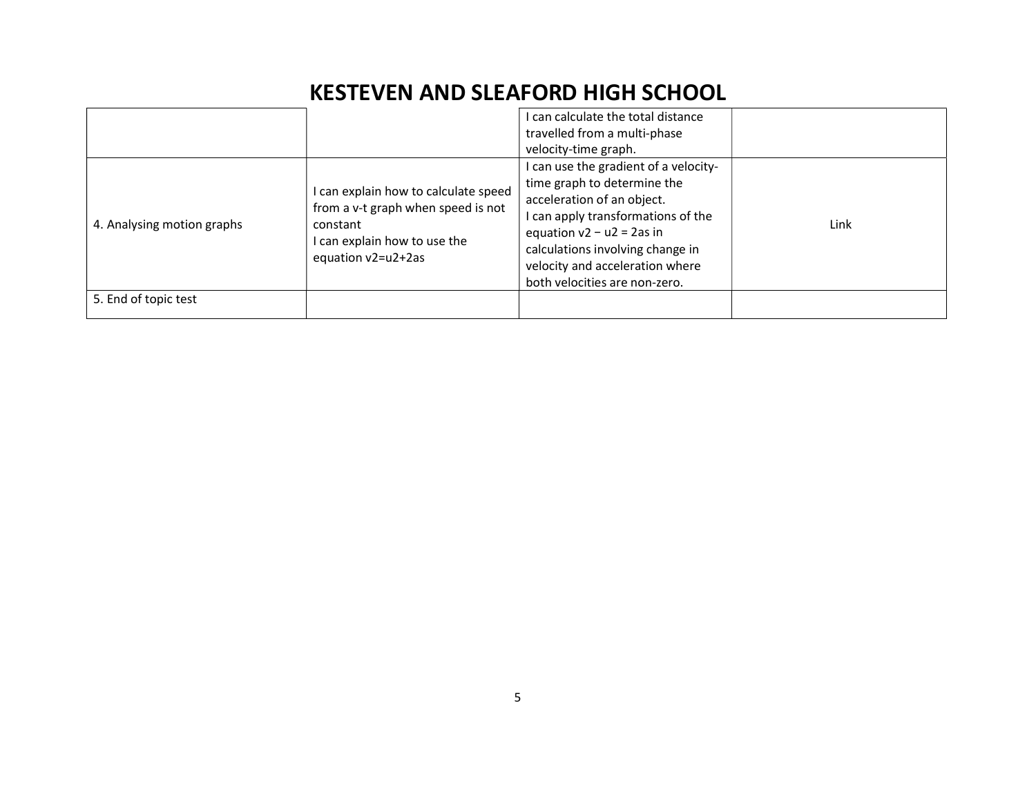# KESTEVEN AND SLEAFORD HIGH SCHOOL

| | | | |
|---|---|---|---|
| | | I can calculate the total distance travelled from a multi-phase velocity-time graph. | |
| 4. Analysing motion graphs | I can explain how to calculate speed from a v-t graph when speed is not constant<br>I can explain how to use the equation $v^2=u^2+2as$ | I can use the gradient of a velocity-time graph to determine the acceleration of an object.<br>I can apply transformations of the equation $v^2 - u^2 = 2as$ in calculations involving change in velocity and acceleration where both velocities are non-zero. | Link |
| 5. End of topic test | | | |